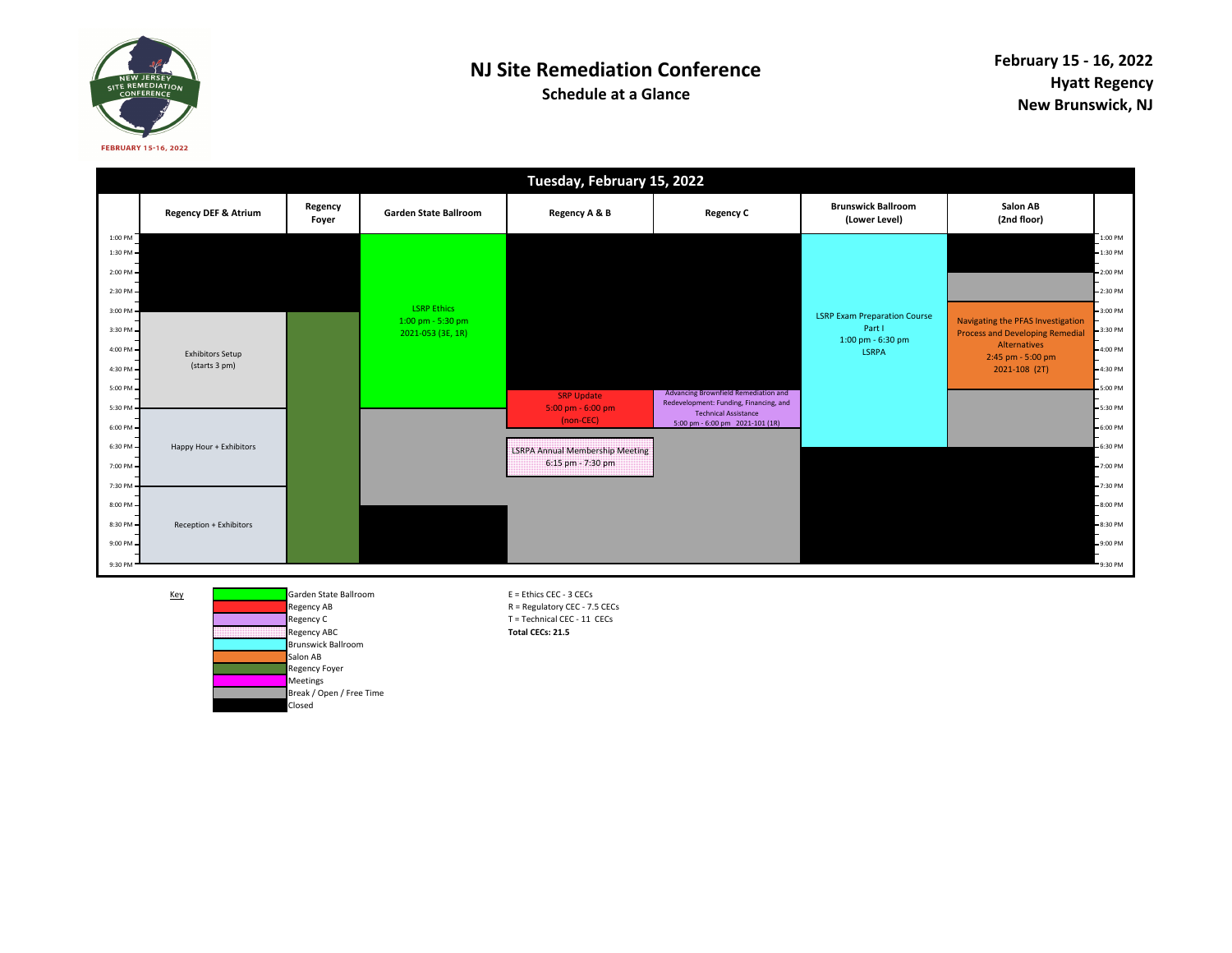# NJ Site Remediation Conference

## Schedule at a Glance

**February 15 - 16, 2022**
**Hyatt Regency**
**New Brunswick, NJ**

## Tuesday, February 15, 2022

| Room | Session |
|---|---|
| Regency DEF & Atrium | Exhibitors Setup (starts 3 pm); Happy Hour + Exhibitors; Reception + Exhibitors |
| Regency Foyer | |
| Garden State Ballroom | LSRP Ethics, 1:00 pm - 5:30 pm, 2021-053 (3E, 1R) |
| Regency A & B | SRP Update, 5:00 pm - 6:00 pm (non-CEC) |
| Regency C | Advancing Brownfield Remediation and Redevelopment: Funding, Financing, and Technical Assistance, 5:00 pm - 6:00 pm 2021-101 (1R) |
| Regency ABC | LSRPA Annual Membership Meeting, 6:15 pm - 7:30 pm |
| Brunswick Ballroom (Lower Level) | LSRP Exam Preparation Course Part I, 1:00 pm - 6:30 pm, LSRPA |
| Salon AB (2nd floor) | Navigating the PFAS Investigation Process and Developing Remedial Alternatives, 2:45 pm - 5:00 pm, 2021-108 (2T) |

Key

- Garden State Ballroom
- Regency AB
- Regency C
- Regency ABC
- Brunswick Ballroom
- Salon AB
- Regency Foyer
- Meetings
- Break / Open / Free Time
- Closed

E = Ethics CEC - 3 CECs
R = Regulatory CEC - 7.5 CECs
T = Technical CEC - 11 CECs
**Total CECs: 21.5**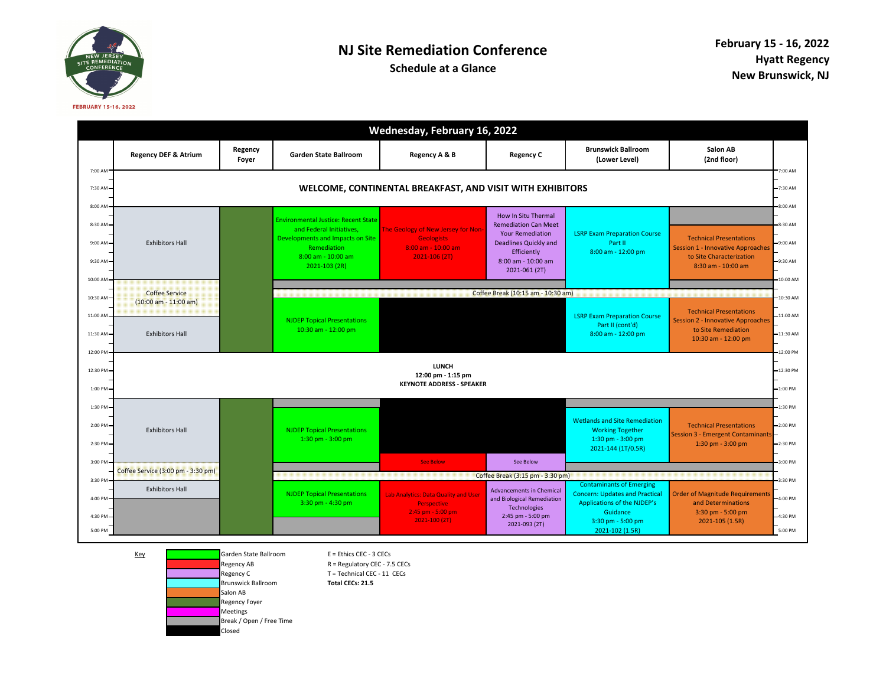# NJ Site Remediation Conference

## Schedule at a Glance

**February 15 - 16, 2022**
**Hyatt Regency**
**New Brunswick, NJ**

## Wednesday, February 16, 2022

| Time | Regency DEF & Atrium | Regency Foyer | Garden State Ballroom | Regency A & B | Regency C | Brunswick Ballroom (Lower Level) | Salon AB (2nd floor) |
|---|---|---|---|---|---|---|---|
| 7:00 AM – 8:00 AM | WELCOME, CONTINENTAL BREAKFAST, AND VISIT WITH EXHIBITORS | | | | | | |
| 8:00 AM – 10:00 AM | Exhibitors Hall | | Environmental Justice: Recent State and Federal Initiatives, Developments and Impacts on Site Remediation 8:00 am - 10:00 am 2021-103 (2R) | The Geology of New Jersey for Non-Geologists 8:00 am - 10:00 am 2021-106 (2T) | How In Situ Thermal Remediation Can Meet Your Remediation Deadlines Quickly and Efficiently 8:00 am - 10:00 am 2021-061 (2T) | LSRP Exam Preparation Course Part II 8:00 am - 12:00 pm | Technical Presentations Session 1 - Innovative Approaches to Site Characterization 8:30 am - 10:00 am |
| 10:00 AM – 11:00 AM | Coffee Service (10:00 am - 11:00 am) | | Coffee Break (10:15 am - 10:30 am) | | | | |
| 10:30 AM – 12:00 PM | Exhibitors Hall | | NJDEP Topical Presentations 10:30 am - 12:00 pm | | | LSRP Exam Preparation Course Part II (cont'd) 8:00 am - 12:00 pm | Technical Presentations Session 2 - Innovative Approaches to Site Remediation 10:30 am - 12:00 pm |
| 12:00 PM – 1:15 PM | LUNCH 12:00 pm - 1:15 pm KEYNOTE ADDRESS - SPEAKER | | | | | | |
| 1:30 PM – 3:00 PM | Exhibitors Hall | | NJDEP Topical Presentations 1:30 pm - 3:00 pm | See Below | See Below | Wetlands and Site Remediation Working Together 1:30 pm - 3:00 pm 2021-144 (1T/0.5R) | Technical Presentations Session 3 - Emergent Contaminants 1:30 pm - 3:00 pm |
| 3:00 PM – 3:30 PM | Coffee Service (3:00 pm - 3:30 pm) | | Coffee Break (3:15 pm - 3:30 pm) | | | | |
| 3:30 PM – 5:00 PM | Exhibitors Hall | | NJDEP Topical Presentations 3:30 pm - 4:30 pm | Lab Analytics: Data Quality and User Perspective 2:45 pm - 5:00 pm 2021-100 (2T) | Advancements in Chemical and Biological Remediation Technologies 2:45 pm - 5:00 pm 2021-093 (2T) | Contaminants of Emerging Concern: Updates and Practical Applications of the NJDEP's Guidance 3:30 pm - 5:00 pm 2021-102 (1.5R) | Order of Magnitude Requirements and Determinations 3:30 pm - 5:00 pm 2021-105 (1.5R) |

**Key**

- Garden State Ballroom
- Regency AB
- Regency C
- Brunswick Ballroom
- Salon AB
- Regency Foyer
- Meetings
- Break / Open / Free Time
- Closed

E = Ethics CEC - 3 CECs
R = Regulatory CEC - 7.5 CECs
T = Technical CEC - 11 CECs
**Total CECs: 21.5**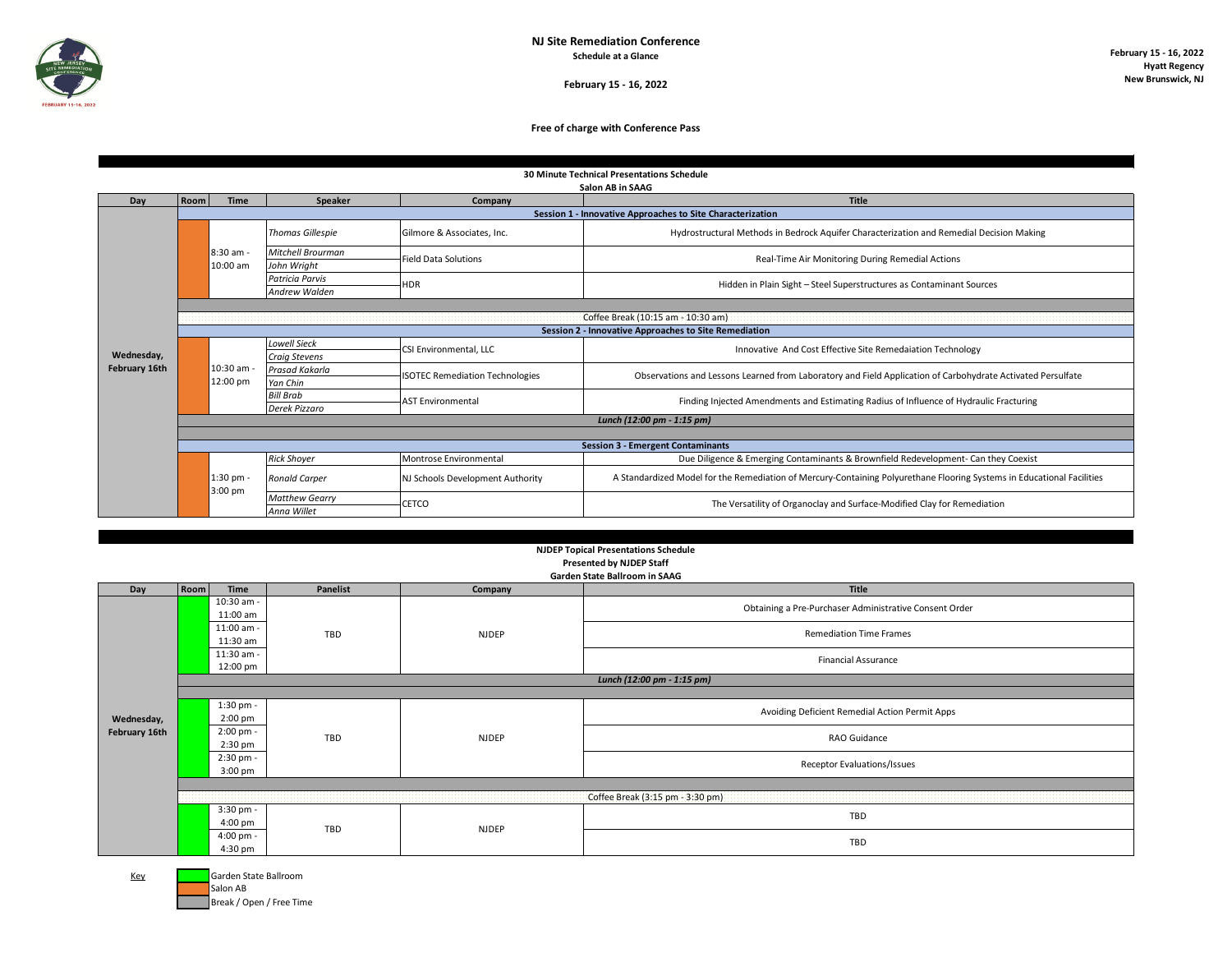# NJ Site Remediation Conference

**Schedule at a Glance**

**February 15 - 16, 2022**

**February 15 - 16, 2022**
**Hyatt Regency**
**New Brunswick, NJ**

**Free of charge with Conference Pass**

## 30 Minute Technical Presentations Schedule

**Salon AB in SAAG**

| Day | Room | Time | Speaker | Company | Title |
|---|---|---|---|---|---|
| Wednesday, February 16th | | | **Session 1 - Innovative Approaches to Site Characterization** | | |
| | Salon AB | 8:30 am - 10:00 am | *Thomas Gillespie* | Gilmore & Associates, Inc. | Hydrostructural Methods in Bedrock Aquifer Characterization and Remedial Decision Making |
| | | | *Mitchell Brourman*, *John Wright* | Field Data Solutions | Real-Time Air Monitoring During Remedial Actions |
| | | | *Patricia Parvis*, *Andrew Walden* | HDR | Hidden in Plain Sight – Steel Superstructures as Contaminant Sources |
| | | | Coffee Break (10:15 am - 10:30 am) | | |
| | | | **Session 2 - Innovative Approaches to Site Remediation** | | |
| | Salon AB | 10:30 am - 12:00 pm | *Lowell Sieck*, *Craig Stevens* | CSI Environmental, LLC | Innovative And Cost Effective Site Remedaiation Technology |
| | | | *Prasad Kakarla*, *Yan Chin* | ISOTEC Remediation Technologies | Observations and Lessons Learned from Laboratory and Field Application of Carbohydrate Activated Persulfate |
| | | | *Bill Brab*, *Derek Pizzaro* | AST Environmental | Finding Injected Amendments and Estimating Radius of Influence of Hydraulic Fracturing |
| | | | *Lunch (12:00 pm - 1:15 pm)* | | |
| | | | **Session 3 - Emergent Contaminants** | | |
| | Salon AB | 1:30 pm - 3:00 pm | *Rick Shoyer* | Montrose Environmental | Due Diligence & Emerging Contaminants & Brownfield Redevelopment- Can they Coexist |
| | | | *Ronald Carper* | NJ Schools Development Authority | A Standardized Model for the Remediation of Mercury-Containing Polyurethane Flooring Systems in Educational Facilities |
| | | | *Matthew Gearry*, *Anna Willet* | CETCO | The Versatility of Organoclay and Surface-Modified Clay for Remediation |

## NJDEP Topical Presentations Schedule

**Presented by NJDEP Staff**

**Garden State Ballroom in SAAG**

| Day | Room | Time | Panelist | Company | Title |
|---|---|---|---|---|---|
| Wednesday, February 16th | Garden State Ballroom | 10:30 am - 11:00 am | TBD | NJDEP | Obtaining a Pre-Purchaser Administrative Consent Order |
| | Garden State Ballroom | 11:00 am - 11:30 am | | | Remediation Time Frames |
| | Garden State Ballroom | 11:30 am - 12:00 pm | | | Financial Assurance |
| | | | *Lunch (12:00 pm - 1:15 pm)* | | |
| | Garden State Ballroom | 1:30 pm - 2:00 pm | TBD | NJDEP | Avoiding Deficient Remedial Action Permit Apps |
| | Garden State Ballroom | 2:00 pm - 2:30 pm | | | RAO Guidance |
| | Garden State Ballroom | 2:30 pm - 3:00 pm | | | Receptor Evaluations/Issues |
| | | | Coffee Break (3:15 pm - 3:30 pm) | | |
| | Garden State Ballroom | 3:30 pm - 4:00 pm | TBD | NJDEP | TBD |
| | Garden State Ballroom | 4:00 pm - 4:30 pm | | | TBD |

Key

- Garden State Ballroom
- Salon AB
- Break / Open / Free Time